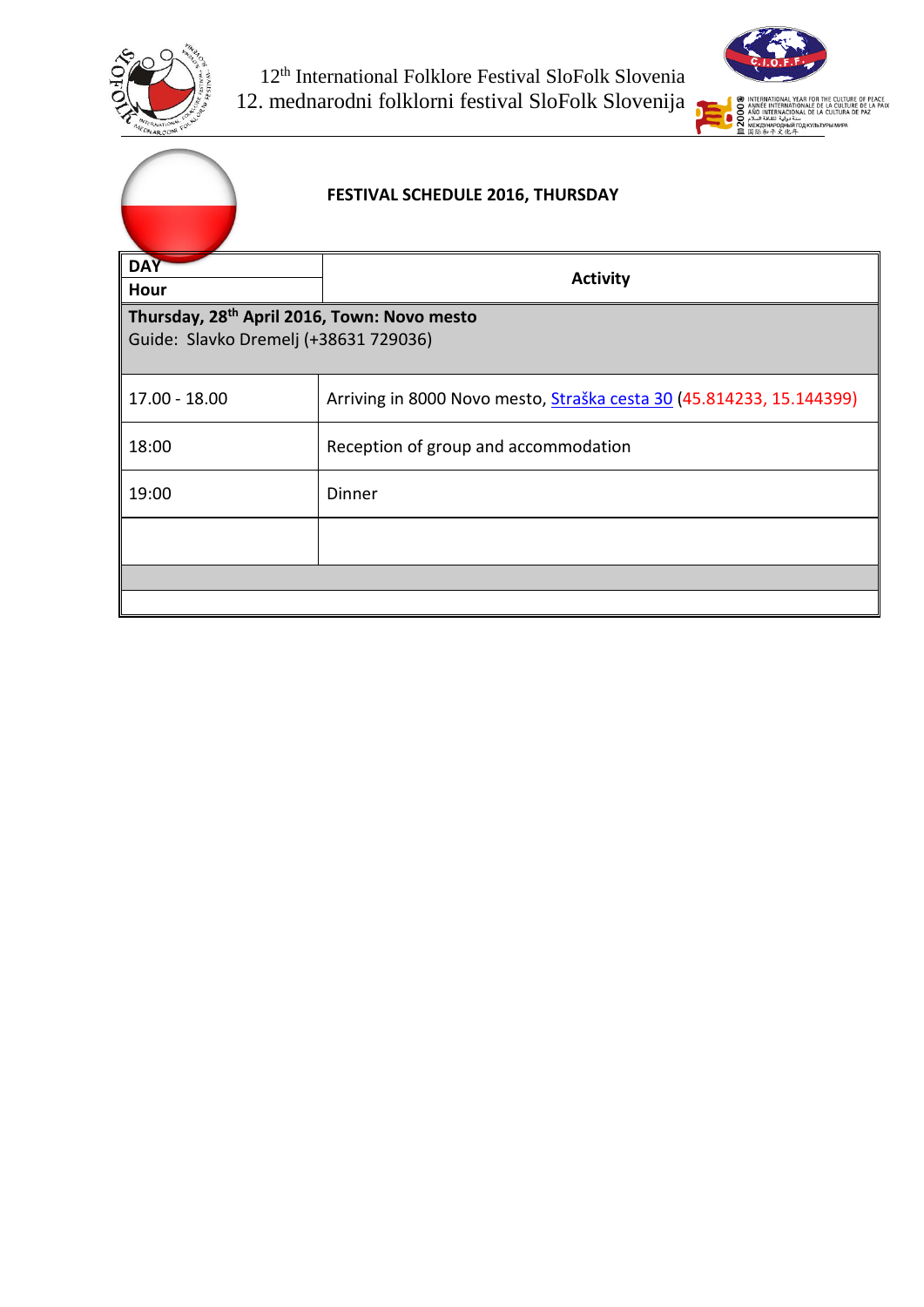12th International Folklore Festival SloFolk Slovenia
12. mednarodni folklorni festival SloFolk Slovenija

**FESTIVAL SCHEDULE 2016, THURSDAY**

| **DAY** / **Hour** | **Activity** |
|---|---|
| **Thursday, 28th April 2016, Town: Novo mesto** Guide: Slavko Dremelj (+38631 729036) | |
| 17.00 - 18.00 | Arriving in 8000 Novo mesto, Straška cesta 30 (45.814233, 15.144399) |
| 18:00 | Reception of group and accommodation |
| 19:00 | Dinner |
| | |
| | |
| | |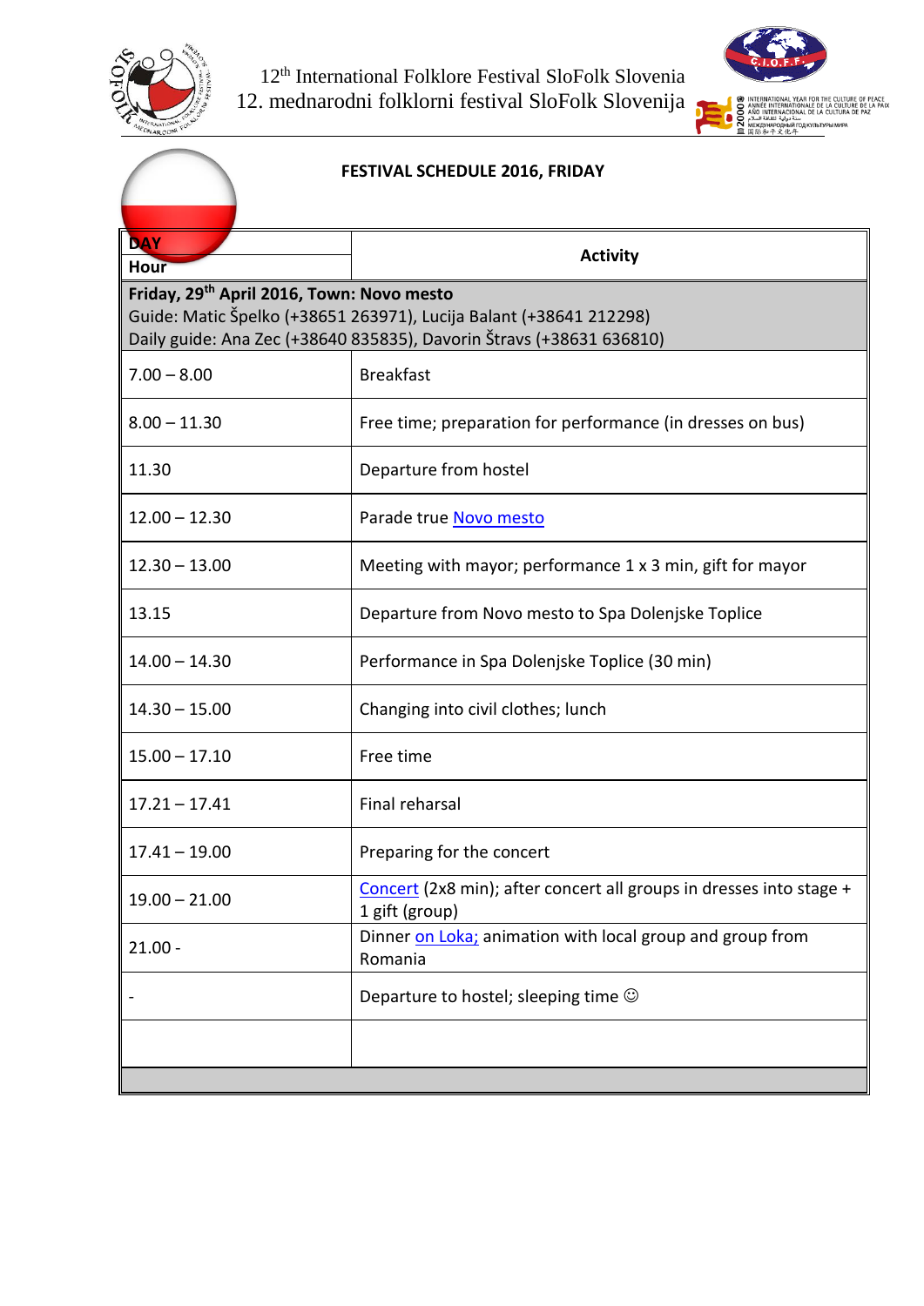12th International Folklore Festival SloFolk Slovenia
12. mednarodni folklorni festival SloFolk Slovenija

**FESTIVAL SCHEDULE 2016, FRIDAY**

| DAY<br>Hour | Activity |
|---|---|
| **Friday, 29th April 2016, Town: Novo mesto**<br>Guide: Matic Špelko (+38651 263971), Lucija Balant (+38641 212298)<br>Daily guide: Ana Zec (+38640 835835), Davorin Štravs (+38631 636810) | |
| 7.00 – 8.00 | Breakfast |
| 8.00 – 11.30 | Free time; preparation for performance (in dresses on bus) |
| 11.30 | Departure from hostel |
| 12.00 – 12.30 | Parade true Novo mesto |
| 12.30 – 13.00 | Meeting with mayor; performance 1 x 3 min, gift for mayor |
| 13.15 | Departure from Novo mesto to Spa Dolenjske Toplice |
| 14.00 – 14.30 | Performance in Spa Dolenjske Toplice (30 min) |
| 14.30 – 15.00 | Changing into civil clothes; lunch |
| 15.00 – 17.10 | Free time |
| 17.21 – 17.41 | Final reharsal |
| 17.41 – 19.00 | Preparing for the concert |
| 19.00 – 21.00 | Concert (2x8 min); after concert all groups in dresses into stage + 1 gift (group) |
| 21.00 - | Dinner on Loka; animation with local group and group from Romania |
| - | Departure to hostel; sleeping time ☺ |
| | |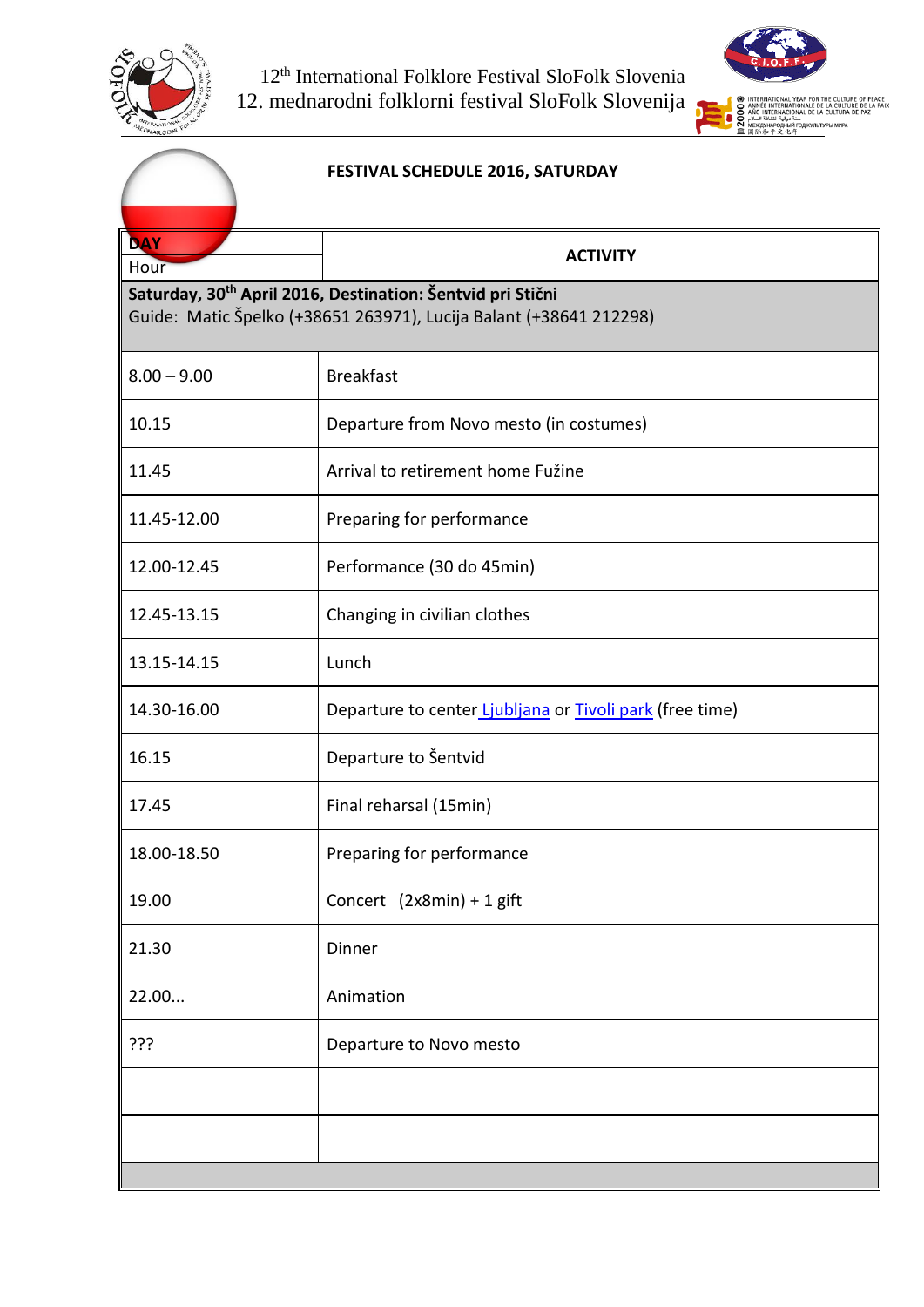12th International Folklore Festival SloFolk Slovenia
12. mednarodni folklorni festival SloFolk Slovenija

**FESTIVAL SCHEDULE 2016, SATURDAY**

| DAY / Hour | ACTIVITY |
|---|---|
| **Saturday, 30th April 2016, Destination: Šentvid pri Stični** Guide: Matic Špelko (+38651 263971), Lucija Balant (+38641 212298) | |
| 8.00 – 9.00 | Breakfast |
| 10.15 | Departure from Novo mesto (in costumes) |
| 11.45 | Arrival to retirement home Fužine |
| 11.45-12.00 | Preparing for performance |
| 12.00-12.45 | Performance (30 do 45min) |
| 12.45-13.15 | Changing in civilian clothes |
| 13.15-14.15 | Lunch |
| 14.30-16.00 | Departure to center Ljubljana or Tivoli park (free time) |
| 16.15 | Departure to Šentvid |
| 17.45 | Final reharsal (15min) |
| 18.00-18.50 | Preparing for performance |
| 19.00 | Concert (2x8min) + 1 gift |
| 21.30 | Dinner |
| 22.00... | Animation |
| ??? | Departure to Novo mesto |
| | |
| | |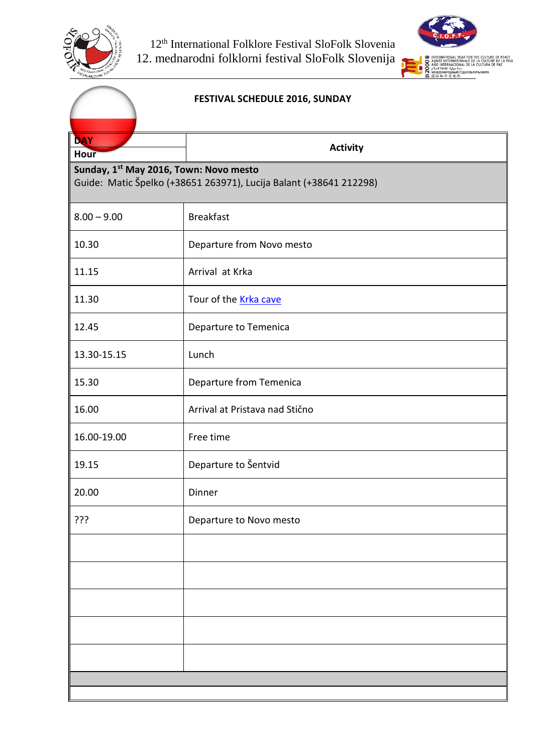12th International Folklore Festival SloFolk Slovenia
12. mednarodni folklorni festival SloFolk Slovenija

**FESTIVAL SCHEDULE 2016, SUNDAY**

| DAY<br>Hour | Activity |
|---|---|
| **Sunday, 1st May 2016, Town: Novo mesto**<br>Guide: Matic Špelko (+38651 263971), Lucija Balant (+38641 212298) | |
| 8.00 – 9.00 | Breakfast |
| 10.30 | Departure from Novo mesto |
| 11.15 | Arrival at Krka |
| 11.30 | Tour of the Krka cave |
| 12.45 | Departure to Temenica |
| 13.30-15.15 | Lunch |
| 15.30 | Departure from Temenica |
| 16.00 | Arrival at Pristava nad Stično |
| 16.00-19.00 | Free time |
| 19.15 | Departure to Šentvid |
| 20.00 | Dinner |
| ??? | Departure to Novo mesto |
| | |
| | |
| | |
| | |
| | |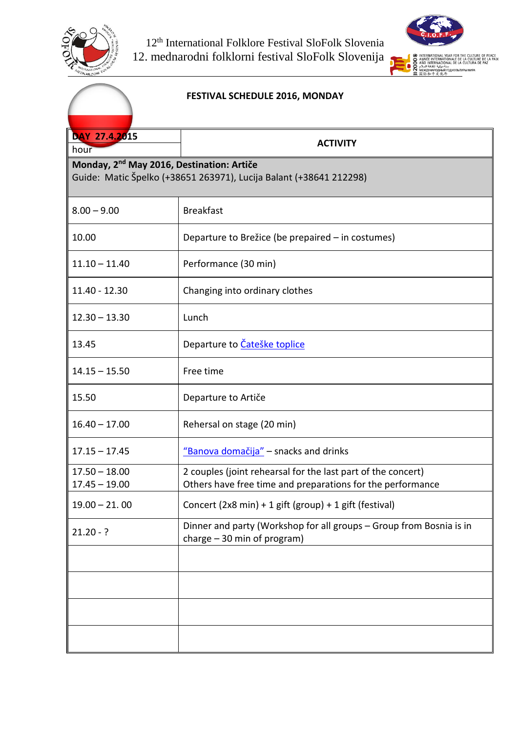12th International Folklore Festival SloFolk Slovenia
12. mednarodni folklorni festival SloFolk Slovenija

**FESTIVAL SCHEDULE 2016, MONDAY**

| **DAY 27.4.2015** hour | **ACTIVITY** |
|---|---|
| **Monday, 2nd May 2016, Destination: Artiče** Guide: Matic Špelko (+38651 263971), Lucija Balant (+38641 212298) | |
| 8.00 – 9.00 | Breakfast |
| 10.00 | Departure to Brežice (be prepaired – in costumes) |
| 11.10 – 11.40 | Performance (30 min) |
| 11.40 - 12.30 | Changing into ordinary clothes |
| 12.30 – 13.30 | Lunch |
| 13.45 | Departure to Čateške toplice |
| 14.15 – 15.50 | Free time |
| 15.50 | Departure to Artiče |
| 16.40 – 17.00 | Rehersal on stage (20 min) |
| 17.15 – 17.45 | "Banova domačija" – snacks and drinks |
| 17.50 – 18.00<br>17.45 – 19.00 | 2 couples (joint rehearsal for the last part of the concert)<br>Others have free time and preparations for the performance |
| 19.00 – 21. 00 | Concert (2x8 min) + 1 gift (group) + 1 gift (festival) |
| 21.20 - ? | Dinner and party (Workshop for all groups – Group from Bosnia is in charge – 30 min of program) |
| | |
| | |
| | |
| | |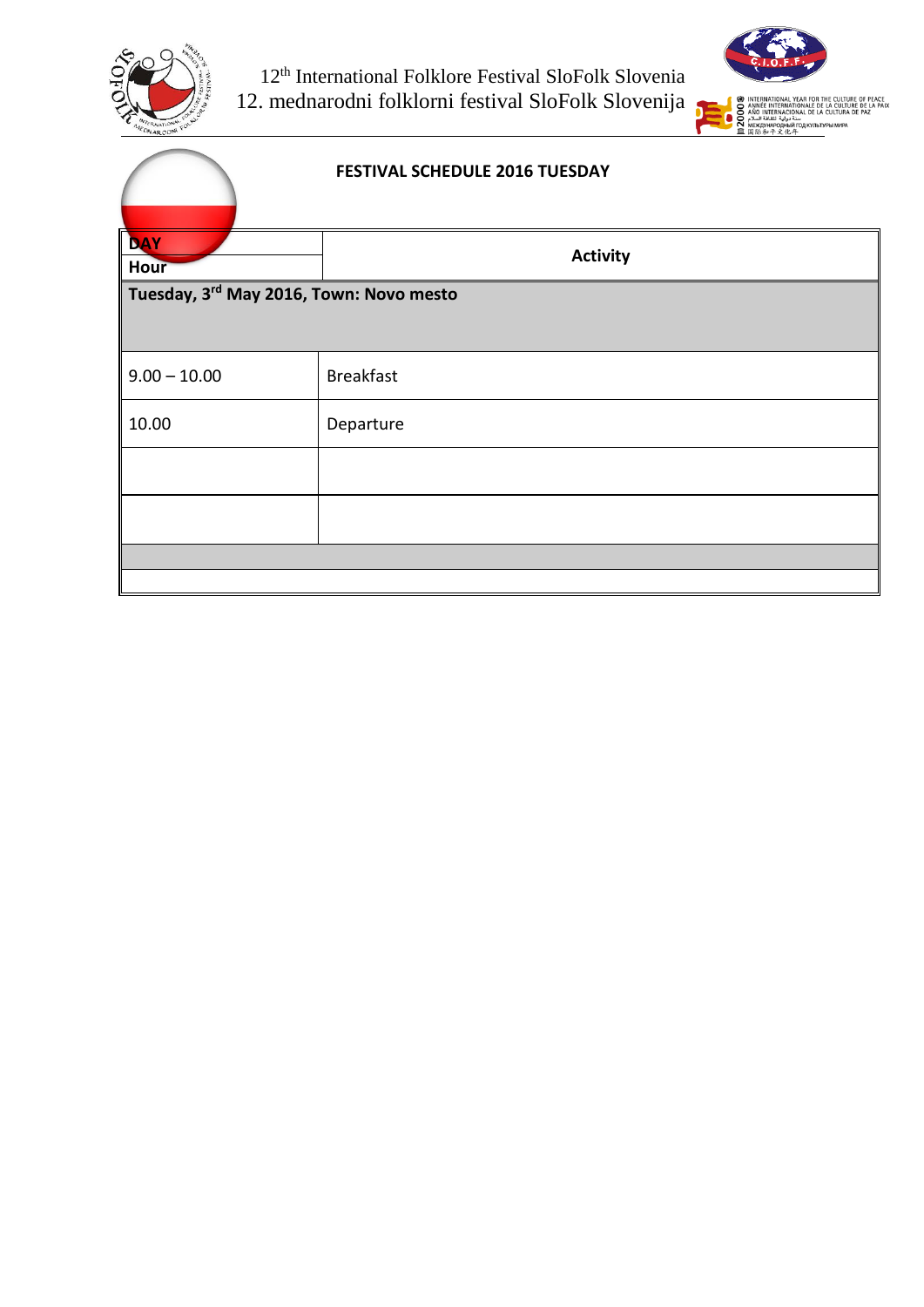12[th] International Folklore Festival SloFolk Slovenia
12. mednarodni folklorni festival SloFolk Slovenija

**FESTIVAL SCHEDULE 2016 TUESDAY**

| DAY / Hour | Activity |
|---|---|
| **Tuesday, 3[rd] May 2016, Town: Novo mesto** | |
| 9.00 – 10.00 | Breakfast |
| 10.00 | Departure |
| | |
| | |
| | |
| | |